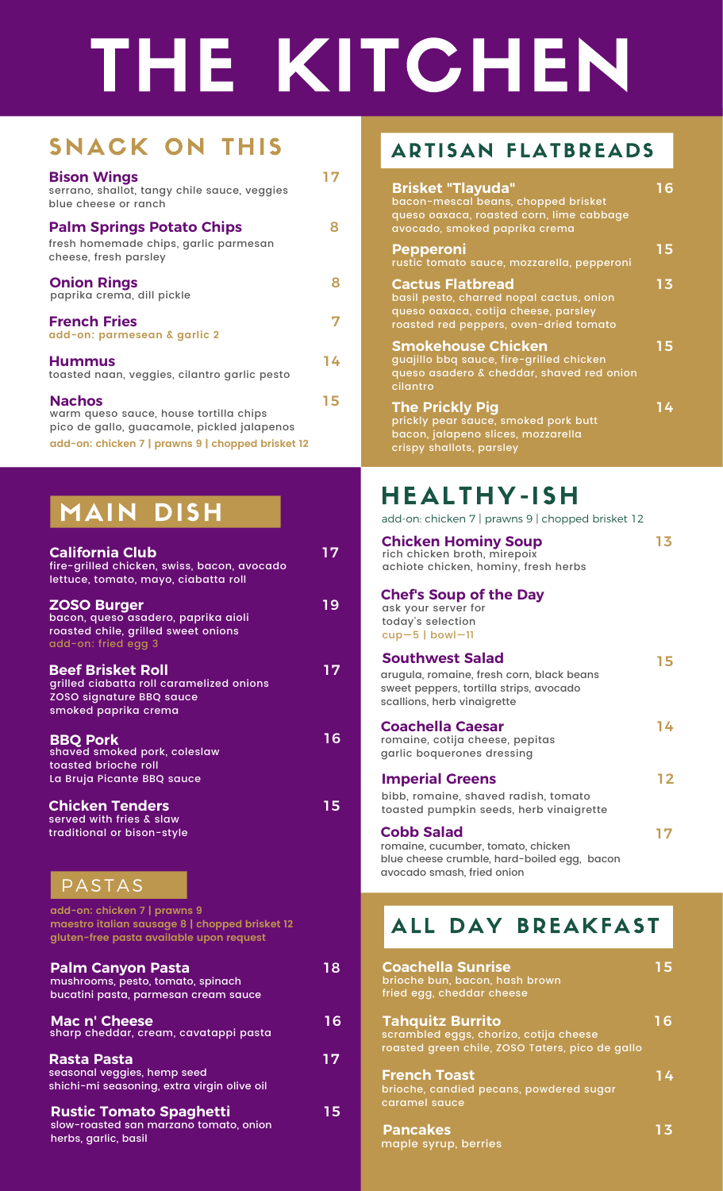# THE KITCHEN

## SNACK ON THIS

**Bison Wings** — 17
serrano, shallot, tangy chile sauce, veggies
blue cheese or ranch

**Palm Springs Potato Chips** — 8
fresh homemade chips, garlic parmesan cheese, fresh parsley

**Onion Rings** — 8
paprika crema, dill pickle

**French Fries** — 7
add-on: parmesean & garlic 2

**Hummus** — 14
toasted naan, veggies, cilantro garlic pesto

**Nachos** — 15
warm queso sauce, house tortilla chips
pico de gallo, guacamole, pickled jalapenos
add-on: chicken 7 | prawns 9 | chopped brisket 12

## MAIN DISH

**California Club** — 17
fire-grilled chicken, swiss, bacon, avocado
lettuce, tomato, mayo, ciabatta roll

**ZOSO Burger** — 19
bacon, queso asadero, paprika aioli
roasted chile, grilled sweet onions
add-on: fried egg 3

**Beef Brisket Roll** — 17
grilled ciabatta roll caramelized onions
ZOSO signature BBQ sauce
smoked paprika crema

**BBQ Pork** — 16
shaved smoked pork, coleslaw
toasted brioche roll
La Bruja Picante BBQ sauce

**Chicken Tenders** — 15
served with fries & slaw
traditional or bison-style

### PASTAS

add-on: chicken 7 | prawns 9
maestro italian sausage 8 | chopped brisket 12
gluten-free pasta available upon request

**Palm Canyon Pasta** — 18
mushrooms, pesto, tomato, spinach
bucatini pasta, parmesan cream sauce

**Mac n' Cheese** — 16
sharp cheddar, cream, cavatappi pasta

**Rasta Pasta** — 17
seasonal veggies, hemp seed
shichi-mi seasoning, extra virgin olive oil

**Rustic Tomato Spaghetti** — 15
slow-roasted san marzano tomato, onion
herbs, garlic, basil

## ARTISAN FLATBREADS

**Brisket "Tlayuda"** — 16
bacon-mescal beans, chopped brisket
queso oaxaca, roasted corn, lime cabbage
avocado, smoked paprika crema

**Pepperoni** — 15
rustic tomato sauce, mozzarella, pepperoni

**Cactus Flatbread** — 13
basil pesto, charred nopal cactus, onion
queso oaxaca, cotija cheese, parsley
roasted red peppers, oven-dried tomato

**Smokehouse Chicken** — 15
guajillo bbq sauce, fire-grilled chicken
queso asadero & cheddar, shaved red onion
cilantro

**The Prickly Pig** — 14
prickly pear sauce, smoked pork butt
bacon, jalapeno slices, mozzarella
crispy shallots, parsley

## HEALTHY-ISH

add-on: chicken 7 | prawns 9 | chopped brisket 12

**Chicken Hominy Soup** — 13
rich chicken broth, mirepoix
achiote chicken, hominy, fresh herbs

**Chef's Soup of the Day**
ask your server for
today's selection
cup—5 | bowl—11

**Southwest Salad** — 15
arugula, romaine, fresh corn, black beans
sweet peppers, tortilla strips, avocado
scallions, herb vinaigrette

**Coachella Caesar** — 14
romaine, cotija cheese, pepitas
garlic boquerones dressing

**Imperial Greens** — 12
bibb, romaine, shaved radish, tomato
toasted pumpkin seeds, herb vinaigrette

**Cobb Salad** — 17
romaine, cucumber, tomato, chicken
blue cheese crumble, hard-boiled egg, bacon
avocado smash, fried onion

## ALL DAY BREAKFAST

**Coachella Sunrise** — 15
brioche bun, bacon, hash brown
fried egg, cheddar cheese

**Tahquitz Burrito** — 16
scrambled eggs, chorizo, cotija cheese
roasted green chile, ZOSO Taters, pico de gallo

**French Toast** — 14
brioche, candied pecans, powdered sugar
caramel sauce

**Pancakes** — 13
maple syrup, berries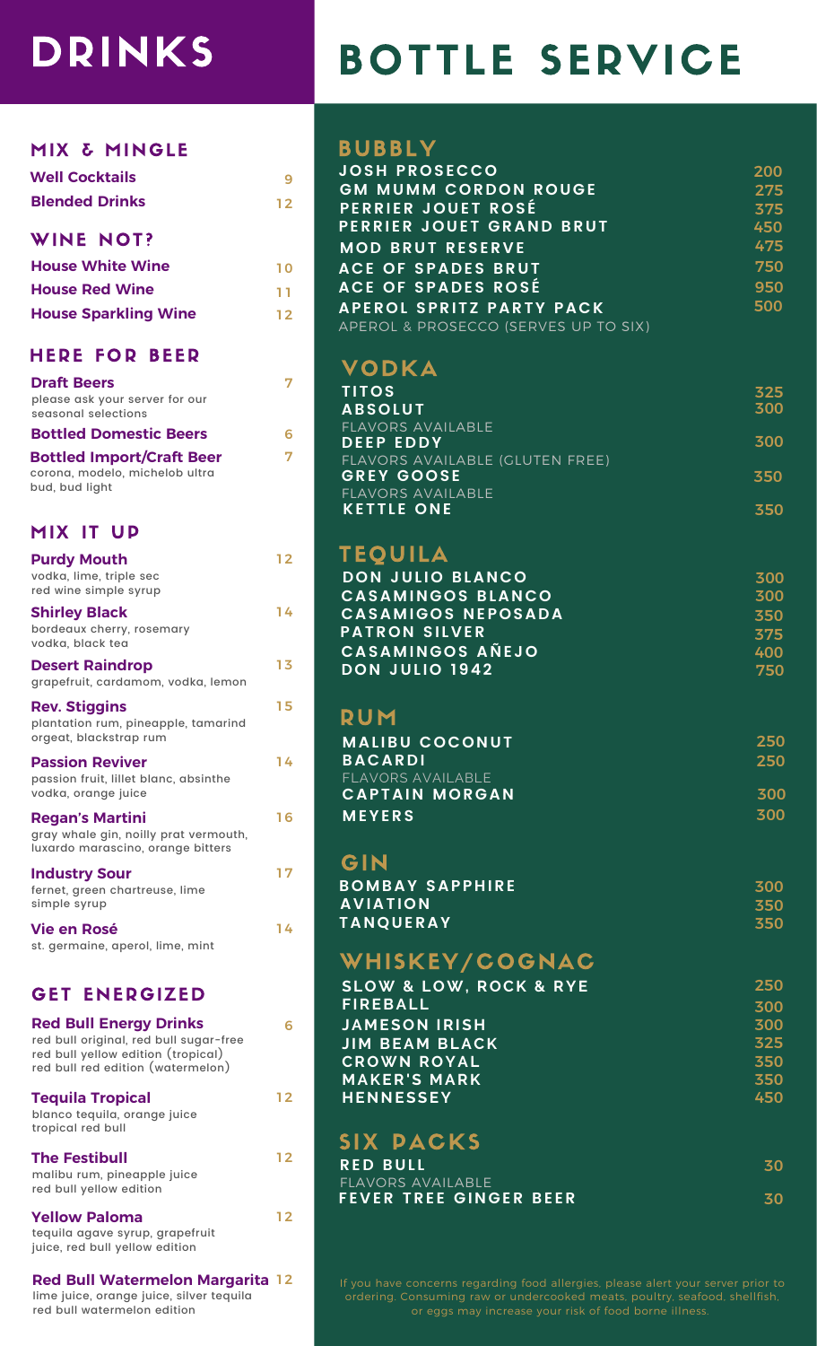# DRINKS

## MIX & MINGLE

| | |
|---|---|
| **Well Cocktails** | 9 |
| **Blended Drinks** | 12 |

## WINE NOT?

| | |
|---|---|
| **House White Wine** | 10 |
| **House Red Wine** | 11 |
| **House Sparkling Wine** | 12 |

## HERE FOR BEER

**Draft Beers** 7
please ask your server for our seasonal selections

**Bottled Domestic Beers** 6

**Bottled Import/Craft Beer** 7
corona, modelo, michelob ultra bud, bud light

## MIX IT UP

**Purdy Mouth** 12
vodka, lime, triple sec red wine simple syrup

**Shirley Black** 14
bordeaux cherry, rosemary vodka, black tea

**Desert Raindrop** 13
grapefruit, cardamom, vodka, lemon

**Rev. Stiggins** 15
plantation rum, pineapple, tamarind orgeat, blackstrap rum

**Passion Reviver** 14
passion fruit, lillet blanc, absinthe vodka, orange juice

**Regan's Martini** 16
gray whale gin, noilly prat vermouth, luxardo maraschino, orange bitters

**Industry Sour** 17
fernet, green chartreuse, lime simple syrup

**Vie en Rosé** 14
st. germaine, aperol, lime, mint

## GET ENERGIZED

**Red Bull Energy Drinks** 6
red bull original, red bull sugar-free
red bull yellow edition (tropical)
red bull red edition (watermelon)

**Tequila Tropical** 12
blanco tequila, orange juice tropical red bull

**The Festibull** 12
malibu rum, pineapple juice red bull yellow edition

**Yellow Paloma** 12
tequila agave syrup, grapefruit juice, red bull yellow edition

**Red Bull Watermelon Margarita** 12
lime juice, orange juice, silver tequila red bull watermelon edition

# BOTTLE SERVICE

## BUBBLY

| | |
|---|---|
| **JOSH PROSECCO** | 200 |
| **GM MUMM CORDON ROUGE** | 275 |
| **PERRIER JOUET ROSÉ** | 375 |
| **PERRIER JOUET GRAND BRUT** | 450 |
| **MOD BRUT RESERVE** | 475 |
| **ACE OF SPADES BRUT** | 750 |
| **ACE OF SPADES ROSÉ** | 950 |
| **APEROL SPRITZ PARTY PACK** | 500 |

APEROL & PROSECCO (SERVES UP TO SIX)

## VODKA

**TITOS** 325

**ABSOLUT** 300
FLAVORS AVAILABLE

**DEEP EDDY** 300
FLAVORS AVAILABLE (GLUTEN FREE)

**GREY GOOSE** 350
FLAVORS AVAILABLE

**KETTLE ONE** 350

## TEQUILA

| | |
|---|---|
| **DON JULIO BLANCO** | 300 |
| **CASAMINGOS BLANCO** | 300 |
| **CASAMIGOS NEPOSADA** | 350 |
| **PATRON SILVER** | 375 |
| **CASAMINGOS AÑEJO** | 400 |
| **DON JULIO 1942** | 750 |

## RUM

**MALIBU COCONUT** 250

**BACARDI** 250
FLAVORS AVAILABLE

**CAPTAIN MORGAN** 300

**MEYERS** 300

## GIN

| | |
|---|---|
| **BOMBAY SAPPHIRE** | 300 |
| **AVIATION** | 350 |
| **TANQUERAY** | 350 |

## WHISKEY/COGNAC

| | |
|---|---|
| **SLOW & LOW, ROCK & RYE** | 250 |
| **FIREBALL** | 300 |
| **JAMESON IRISH** | 300 |
| **JIM BEAM BLACK** | 325 |
| **CROWN ROYAL** | 350 |
| **MAKER'S MARK** | 350 |
| **HENNESSEY** | 450 |

## SIX PACKS

**RED BULL** 30
FLAVORS AVAILABLE

**FEVER TREE GINGER BEER** 30

If you have concerns regarding food allergies, please alert your server prior to ordering. Consuming raw or undercooked meats, poultry, seafood, shellfish, or eggs may increase your risk of food borne illness.